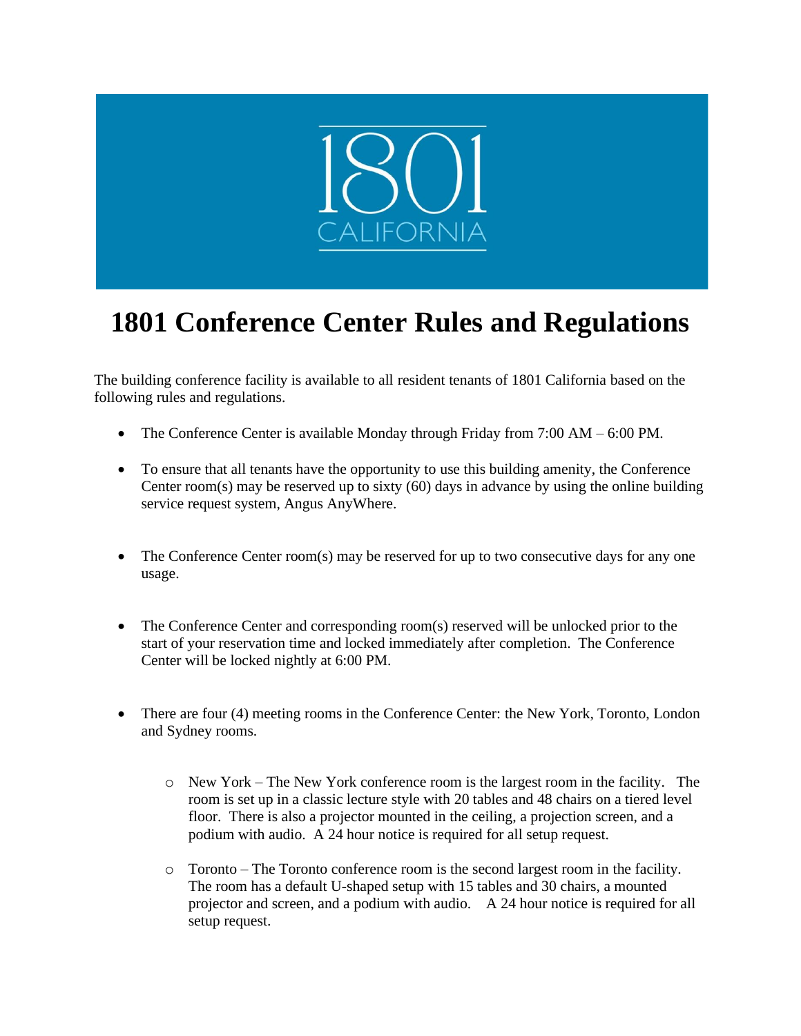1801 CALIFORNIA

# 1801 Conference Center Rules and Regulations

The building conference facility is available to all resident tenants of 1801 California based on the following rules and regulations.

- The Conference Center is available Monday through Friday from 7:00 AM – 6:00 PM.
- To ensure that all tenants have the opportunity to use this building amenity, the Conference Center room(s) may be reserved up to sixty (60) days in advance by using the online building service request system, Angus AnyWhere.
- The Conference Center room(s) may be reserved for up to two consecutive days for any one usage.
- The Conference Center and corresponding room(s) reserved will be unlocked prior to the start of your reservation time and locked immediately after completion. The Conference Center will be locked nightly at 6:00 PM.
- There are four (4) meeting rooms in the Conference Center: the New York, Toronto, London and Sydney rooms.
  - New York – The New York conference room is the largest room in the facility. The room is set up in a classic lecture style with 20 tables and 48 chairs on a tiered level floor. There is also a projector mounted in the ceiling, a projection screen, and a podium with audio. A 24 hour notice is required for all setup request.
  - Toronto – The Toronto conference room is the second largest room in the facility. The room has a default U-shaped setup with 15 tables and 30 chairs, a mounted projector and screen, and a podium with audio. A 24 hour notice is required for all setup request.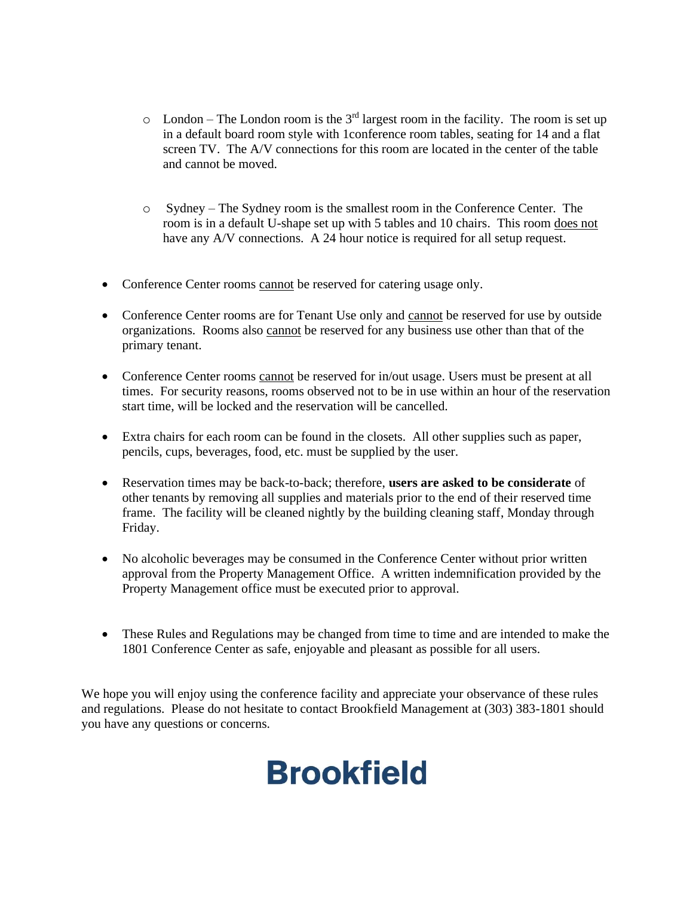- London – The London room is the 3rd largest room in the facility. The room is set up in a default board room style with 1conference room tables, seating for 14 and a flat screen TV. The A/V connections for this room are located in the center of the table and cannot be moved.

  - Sydney – The Sydney room is the smallest room in the Conference Center. The room is in a default U-shape set up with 5 tables and 10 chairs. This room does not have any A/V connections. A 24 hour notice is required for all setup request.

- Conference Center rooms cannot be reserved for catering usage only.

- Conference Center rooms are for Tenant Use only and cannot be reserved for use by outside organizations. Rooms also cannot be reserved for any business use other than that of the primary tenant.

- Conference Center rooms cannot be reserved for in/out usage. Users must be present at all times. For security reasons, rooms observed not to be in use within an hour of the reservation start time, will be locked and the reservation will be cancelled.

- Extra chairs for each room can be found in the closets. All other supplies such as paper, pencils, cups, beverages, food, etc. must be supplied by the user.

- Reservation times may be back-to-back; therefore, **users are asked to be considerate** of other tenants by removing all supplies and materials prior to the end of their reserved time frame. The facility will be cleaned nightly by the building cleaning staff, Monday through Friday.

- No alcoholic beverages may be consumed in the Conference Center without prior written approval from the Property Management Office. A written indemnification provided by the Property Management office must be executed prior to approval.

- These Rules and Regulations may be changed from time to time and are intended to make the 1801 Conference Center as safe, enjoyable and pleasant as possible for all users.

We hope you will enjoy using the conference facility and appreciate your observance of these rules and regulations. Please do not hesitate to contact Brookfield Management at (303) 383-1801 should you have any questions or concerns.

**Brookfield**